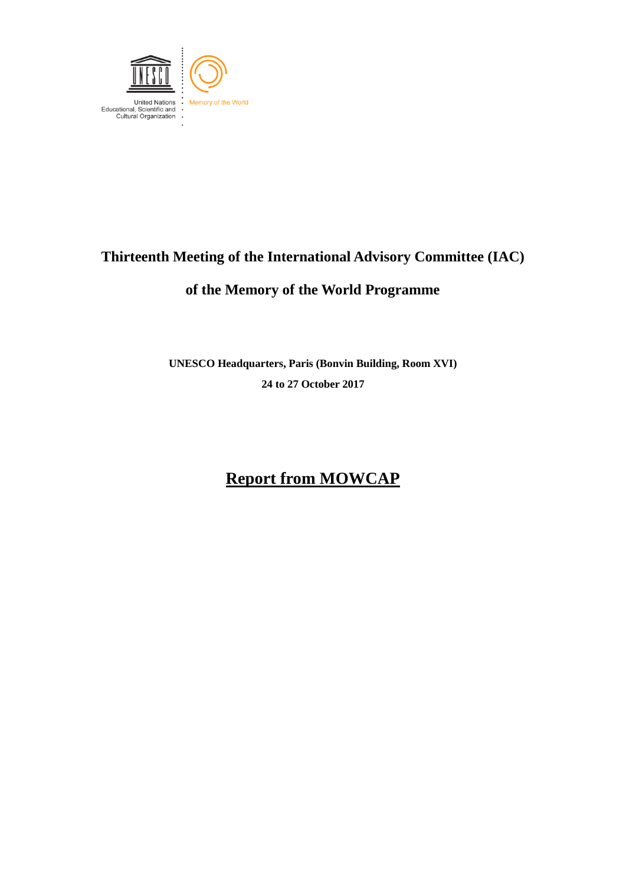United Nations Educational, Scientific and Cultural Organization

Memory of the World

# Thirteenth Meeting of the International Advisory Committee (IAC) of the Memory of the World Programme

**UNESCO Headquarters, Paris (Bonvin Building, Room XVI)**

**24 to 27 October 2017**

# Report from MOWCAP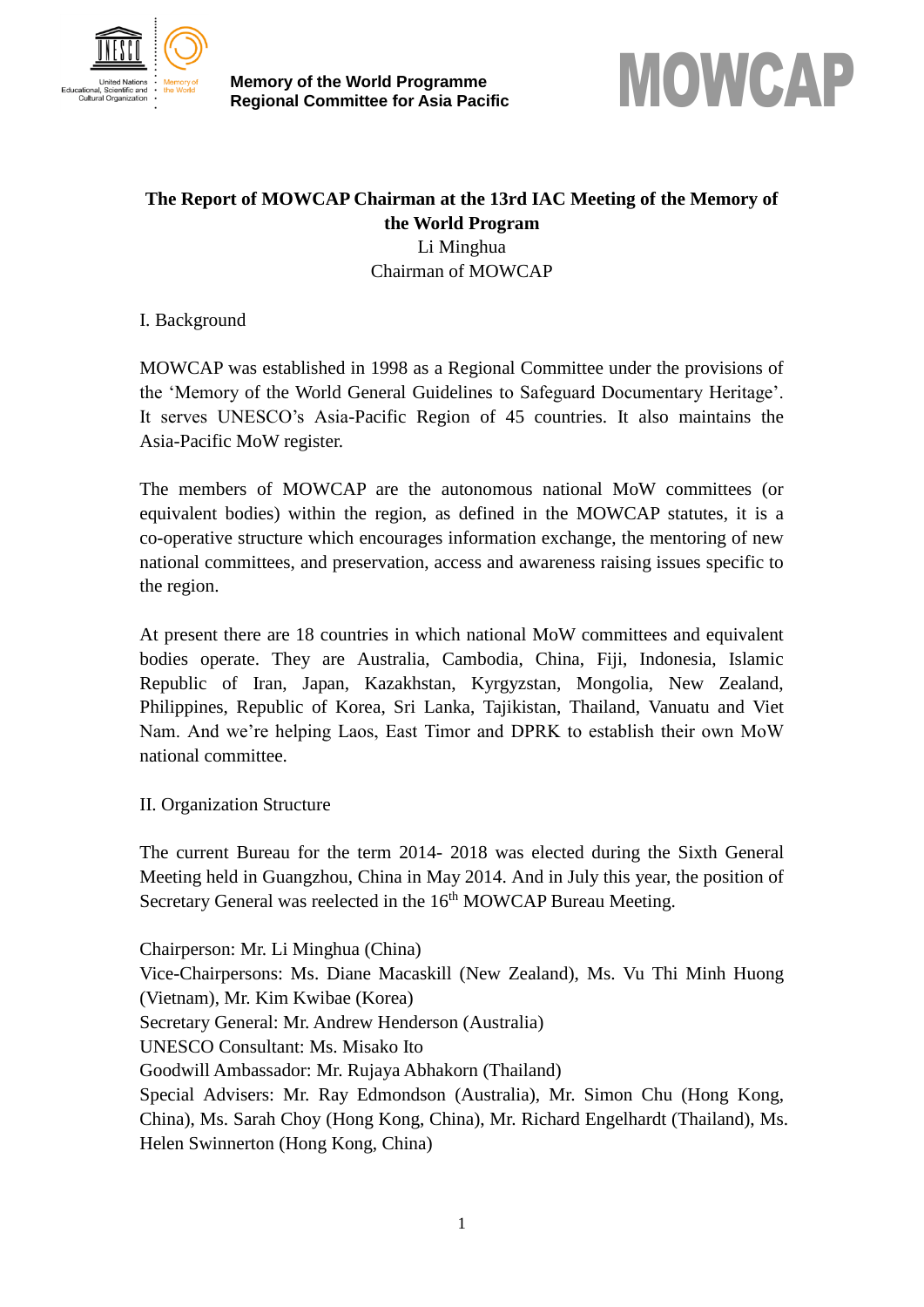Memory of the World Programme
Regional Committee for Asia Pacific

MOWCAP

**The Report of MOWCAP Chairman at the 13rd IAC Meeting of the Memory of the World Program**

Li Minghua

Chairman of MOWCAP

I. Background

MOWCAP was established in 1998 as a Regional Committee under the provisions of the 'Memory of the World General Guidelines to Safeguard Documentary Heritage'. It serves UNESCO's Asia-Pacific Region of 45 countries. It also maintains the Asia-Pacific MoW register.

The members of MOWCAP are the autonomous national MoW committees (or equivalent bodies) within the region, as defined in the MOWCAP statutes, it is a co-operative structure which encourages information exchange, the mentoring of new national committees, and preservation, access and awareness raising issues specific to the region.

At present there are 18 countries in which national MoW committees and equivalent bodies operate. They are Australia, Cambodia, China, Fiji, Indonesia, Islamic Republic of Iran, Japan, Kazakhstan, Kyrgyzstan, Mongolia, New Zealand, Philippines, Republic of Korea, Sri Lanka, Tajikistan, Thailand, Vanuatu and Viet Nam. And we're helping Laos, East Timor and DPRK to establish their own MoW national committee.

II. Organization Structure

The current Bureau for the term 2014- 2018 was elected during the Sixth General Meeting held in Guangzhou, China in May 2014. And in July this year, the position of Secretary General was reelected in the 16th MOWCAP Bureau Meeting.

Chairperson: Mr. Li Minghua (China)
Vice-Chairpersons: Ms. Diane Macaskill (New Zealand), Ms. Vu Thi Minh Huong (Vietnam), Mr. Kim Kwibae (Korea)
Secretary General: Mr. Andrew Henderson (Australia)
UNESCO Consultant: Ms. Misako Ito
Goodwill Ambassador: Mr. Rujaya Abhakorn (Thailand)
Special Advisers: Mr. Ray Edmondson (Australia), Mr. Simon Chu (Hong Kong, China), Ms. Sarah Choy (Hong Kong, China), Mr. Richard Engelhardt (Thailand), Ms. Helen Swinnerton (Hong Kong, China)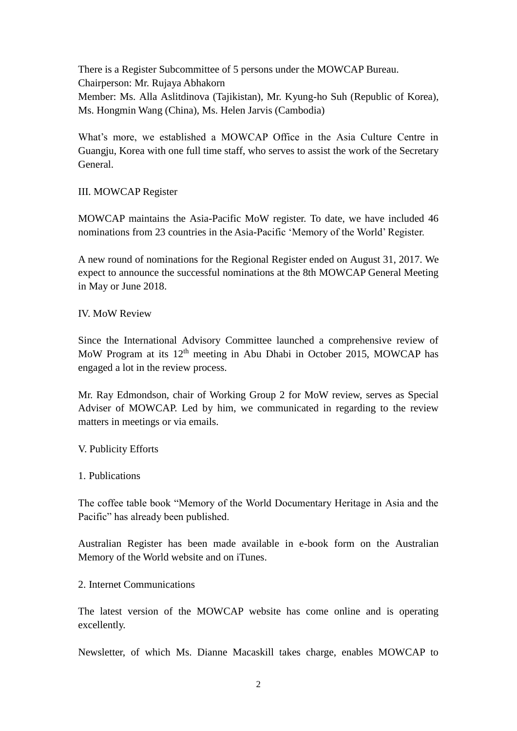There is a Register Subcommittee of 5 persons under the MOWCAP Bureau.
Chairperson: Mr. Rujaya Abhakorn
Member: Ms. Alla Aslitdinova (Tajikistan), Mr. Kyung-ho Suh (Republic of Korea), Ms. Hongmin Wang (China), Ms. Helen Jarvis (Cambodia)

What's more, we established a MOWCAP Office in the Asia Culture Centre in Guangju, Korea with one full time staff, who serves to assist the work of the Secretary General.

## III. MOWCAP Register

MOWCAP maintains the Asia-Pacific MoW register. To date, we have included 46 nominations from 23 countries in the Asia-Pacific 'Memory of the World' Register.

A new round of nominations for the Regional Register ended on August 31, 2017. We expect to announce the successful nominations at the 8th MOWCAP General Meeting in May or June 2018.

## IV. MoW Review

Since the International Advisory Committee launched a comprehensive review of MoW Program at its 12th meeting in Abu Dhabi in October 2015, MOWCAP has engaged a lot in the review process.

Mr. Ray Edmondson, chair of Working Group 2 for MoW review, serves as Special Adviser of MOWCAP. Led by him, we communicated in regarding to the review matters in meetings or via emails.

## V. Publicity Efforts

### 1. Publications

The coffee table book "Memory of the World Documentary Heritage in Asia and the Pacific" has already been published.

Australian Register has been made available in e-book form on the Australian Memory of the World website and on iTunes.

### 2. Internet Communications

The latest version of the MOWCAP website has come online and is operating excellently.

Newsletter, of which Ms. Dianne Macaskill takes charge, enables MOWCAP to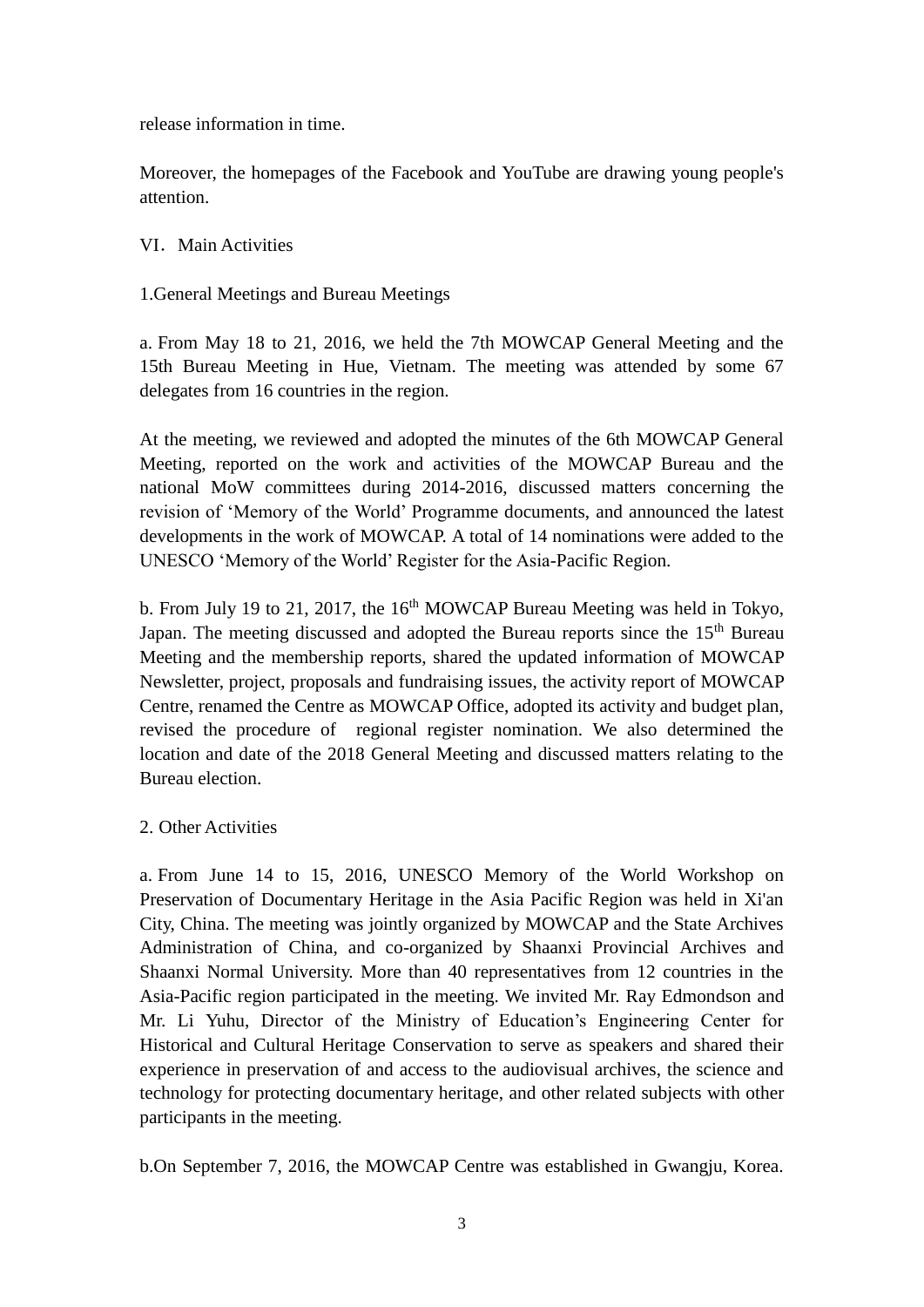release information in time.

Moreover, the homepages of the Facebook and YouTube are drawing young people's attention.

## VI．Main Activities

### 1.General Meetings and Bureau Meetings

a. From May 18 to 21, 2016, we held the 7th MOWCAP General Meeting and the 15th Bureau Meeting in Hue, Vietnam. The meeting was attended by some 67 delegates from 16 countries in the region.

At the meeting, we reviewed and adopted the minutes of the 6th MOWCAP General Meeting, reported on the work and activities of the MOWCAP Bureau and the national MoW committees during 2014-2016, discussed matters concerning the revision of 'Memory of the World' Programme documents, and announced the latest developments in the work of MOWCAP. A total of 14 nominations were added to the UNESCO 'Memory of the World' Register for the Asia-Pacific Region.

b. From July 19 to 21, 2017, the 16th MOWCAP Bureau Meeting was held in Tokyo, Japan. The meeting discussed and adopted the Bureau reports since the 15th Bureau Meeting and the membership reports, shared the updated information of MOWCAP Newsletter, project, proposals and fundraising issues, the activity report of MOWCAP Centre, renamed the Centre as MOWCAP Office, adopted its activity and budget plan, revised the procedure of regional register nomination. We also determined the location and date of the 2018 General Meeting and discussed matters relating to the Bureau election.

### 2. Other Activities

a. From June 14 to 15, 2016, UNESCO Memory of the World Workshop on Preservation of Documentary Heritage in the Asia Pacific Region was held in Xi'an City, China. The meeting was jointly organized by MOWCAP and the State Archives Administration of China, and co-organized by Shaanxi Provincial Archives and Shaanxi Normal University. More than 40 representatives from 12 countries in the Asia-Pacific region participated in the meeting. We invited Mr. Ray Edmondson and Mr. Li Yuhu, Director of the Ministry of Education's Engineering Center for Historical and Cultural Heritage Conservation to serve as speakers and shared their experience in preservation of and access to the audiovisual archives, the science and technology for protecting documentary heritage, and other related subjects with other participants in the meeting.

b.On September 7, 2016, the MOWCAP Centre was established in Gwangju, Korea.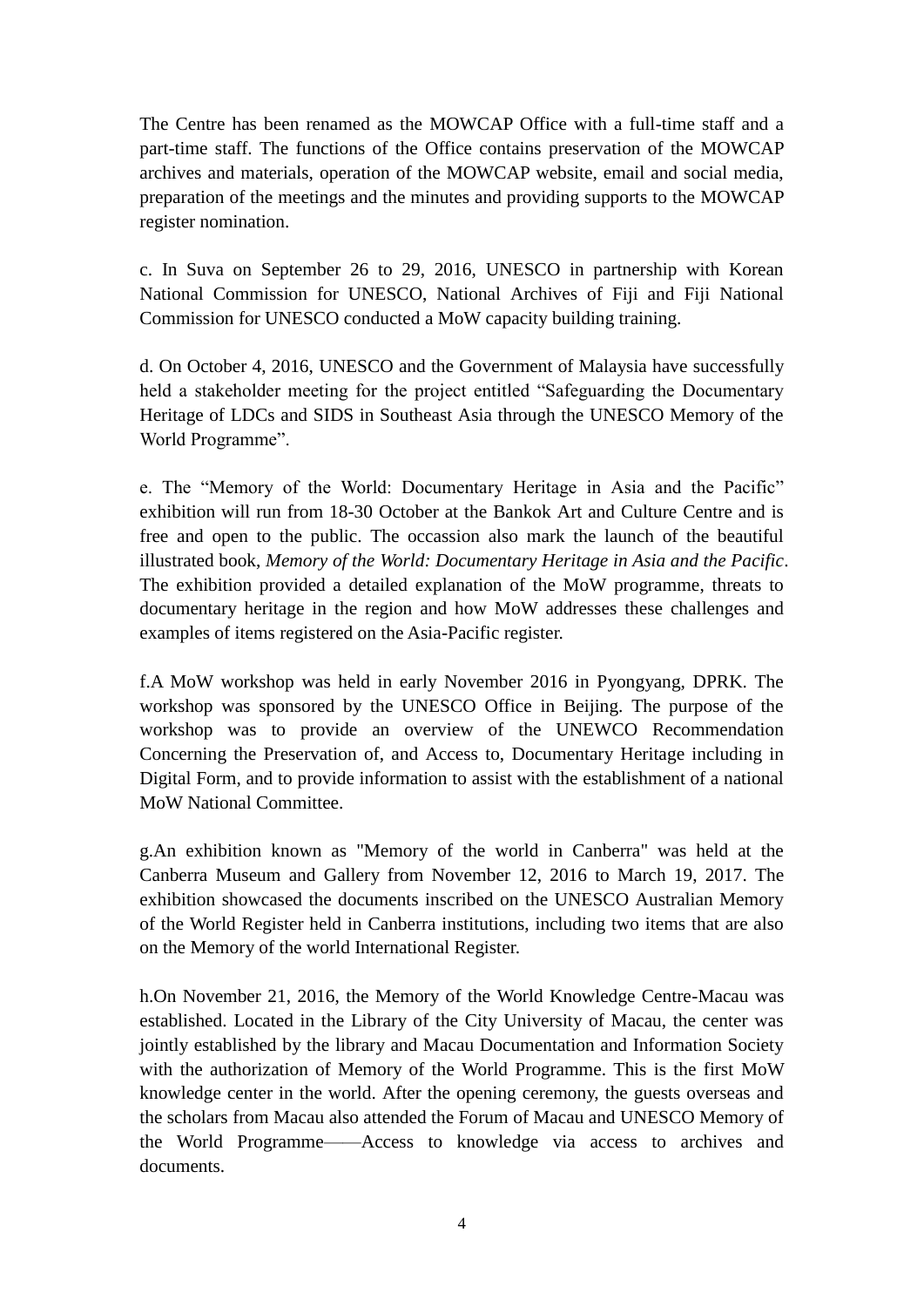The Centre has been renamed as the MOWCAP Office with a full-time staff and a part-time staff. The functions of the Office contains preservation of the MOWCAP archives and materials, operation of the MOWCAP website, email and social media, preparation of the meetings and the minutes and providing supports to the MOWCAP register nomination.

c. In Suva on September 26 to 29, 2016, UNESCO in partnership with Korean National Commission for UNESCO, National Archives of Fiji and Fiji National Commission for UNESCO conducted a MoW capacity building training.

d. On October 4, 2016, UNESCO and the Government of Malaysia have successfully held a stakeholder meeting for the project entitled “Safeguarding the Documentary Heritage of LDCs and SIDS in Southeast Asia through the UNESCO Memory of the World Programme”.

e. The “Memory of the World: Documentary Heritage in Asia and the Pacific” exhibition will run from 18-30 October at the Bankok Art and Culture Centre and is free and open to the public. The occassion also mark the launch of the beautiful illustrated book, *Memory of the World: Documentary Heritage in Asia and the Pacific*. The exhibition provided a detailed explanation of the MoW programme, threats to documentary heritage in the region and how MoW addresses these challenges and examples of items registered on the Asia-Pacific register.

f.A MoW workshop was held in early November 2016 in Pyongyang, DPRK. The workshop was sponsored by the UNESCO Office in Beijing. The purpose of the workshop was to provide an overview of the UNEWCO Recommendation Concerning the Preservation of, and Access to, Documentary Heritage including in Digital Form, and to provide information to assist with the establishment of a national MoW National Committee.

g.An exhibition known as "Memory of the world in Canberra" was held at the Canberra Museum and Gallery from November 12, 2016 to March 19, 2017. The exhibition showcased the documents inscribed on the UNESCO Australian Memory of the World Register held in Canberra institutions, including two items that are also on the Memory of the world International Register.

h.On November 21, 2016, the Memory of the World Knowledge Centre-Macau was established. Located in the Library of the City University of Macau, the center was jointly established by the library and Macau Documentation and Information Society with the authorization of Memory of the World Programme. This is the first MoW knowledge center in the world. After the opening ceremony, the guests overseas and the scholars from Macau also attended the Forum of Macau and UNESCO Memory of the World Programme——Access to knowledge via access to archives and documents.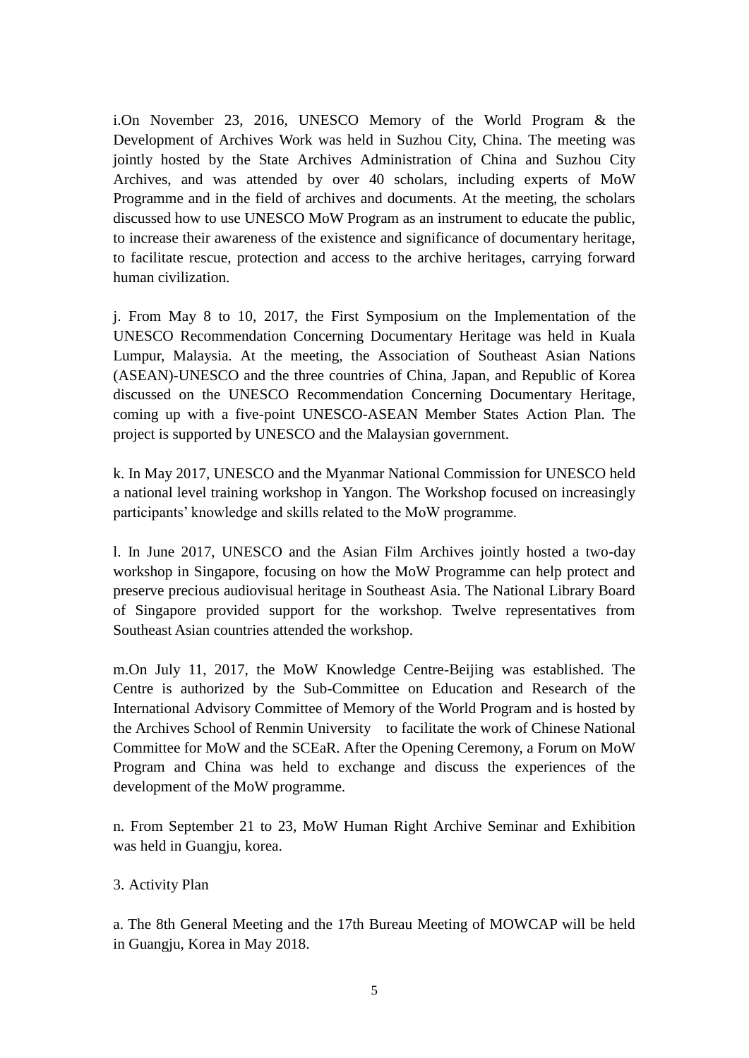i.On November 23, 2016, UNESCO Memory of the World Program & the Development of Archives Work was held in Suzhou City, China. The meeting was jointly hosted by the State Archives Administration of China and Suzhou City Archives, and was attended by over 40 scholars, including experts of MoW Programme and in the field of archives and documents. At the meeting, the scholars discussed how to use UNESCO MoW Program as an instrument to educate the public, to increase their awareness of the existence and significance of documentary heritage, to facilitate rescue, protection and access to the archive heritages, carrying forward human civilization.

j. From May 8 to 10, 2017, the First Symposium on the Implementation of the UNESCO Recommendation Concerning Documentary Heritage was held in Kuala Lumpur, Malaysia. At the meeting, the Association of Southeast Asian Nations (ASEAN)-UNESCO and the three countries of China, Japan, and Republic of Korea discussed on the UNESCO Recommendation Concerning Documentary Heritage, coming up with a five-point UNESCO-ASEAN Member States Action Plan. The project is supported by UNESCO and the Malaysian government.

k. In May 2017, UNESCO and the Myanmar National Commission for UNESCO held a national level training workshop in Yangon. The Workshop focused on increasingly participants' knowledge and skills related to the MoW programme.

l. In June 2017, UNESCO and the Asian Film Archives jointly hosted a two-day workshop in Singapore, focusing on how the MoW Programme can help protect and preserve precious audiovisual heritage in Southeast Asia. The National Library Board of Singapore provided support for the workshop. Twelve representatives from Southeast Asian countries attended the workshop.

m.On July 11, 2017, the MoW Knowledge Centre-Beijing was established. The Centre is authorized by the Sub-Committee on Education and Research of the International Advisory Committee of Memory of the World Program and is hosted by the Archives School of Renmin University to facilitate the work of Chinese National Committee for MoW and the SCEaR. After the Opening Ceremony, a Forum on MoW Program and China was held to exchange and discuss the experiences of the development of the MoW programme.

n. From September 21 to 23, MoW Human Right Archive Seminar and Exhibition was held in Guangju, korea.

3. Activity Plan

a. The 8th General Meeting and the 17th Bureau Meeting of MOWCAP will be held in Guangju, Korea in May 2018.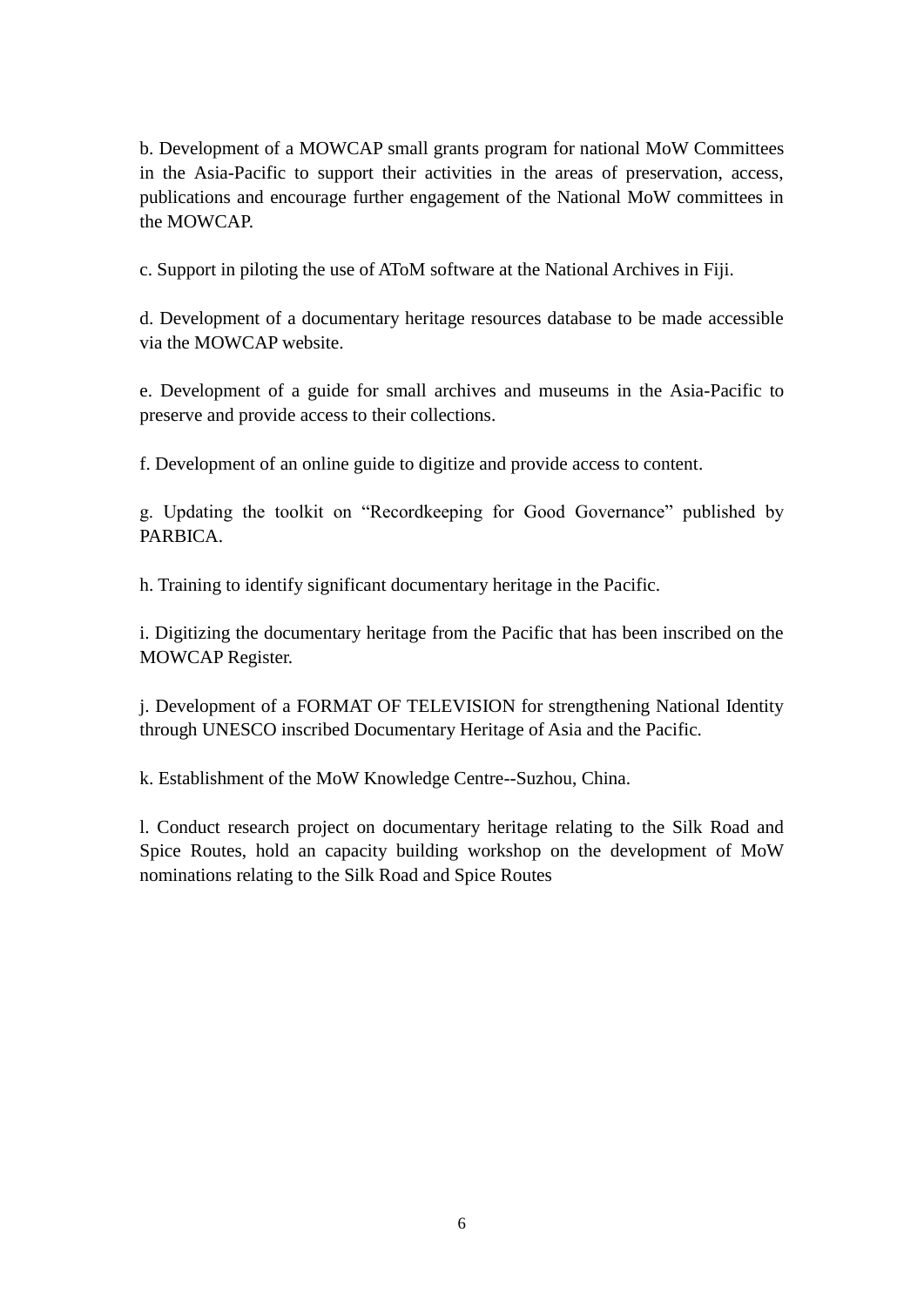b. Development of a MOWCAP small grants program for national MoW Committees in the Asia-Pacific to support their activities in the areas of preservation, access, publications and encourage further engagement of the National MoW committees in the MOWCAP.

c. Support in piloting the use of AToM software at the National Archives in Fiji.

d. Development of a documentary heritage resources database to be made accessible via the MOWCAP website.

e. Development of a guide for small archives and museums in the Asia-Pacific to preserve and provide access to their collections.

f. Development of an online guide to digitize and provide access to content.

g. Updating the toolkit on “Recordkeeping for Good Governance” published by PARBICA.

h. Training to identify significant documentary heritage in the Pacific.

i. Digitizing the documentary heritage from the Pacific that has been inscribed on the MOWCAP Register.

j. Development of a FORMAT OF TELEVISION for strengthening National Identity through UNESCO inscribed Documentary Heritage of Asia and the Pacific.

k. Establishment of the MoW Knowledge Centre--Suzhou, China.

l. Conduct research project on documentary heritage relating to the Silk Road and Spice Routes, hold an capacity building workshop on the development of MoW nominations relating to the Silk Road and Spice Routes